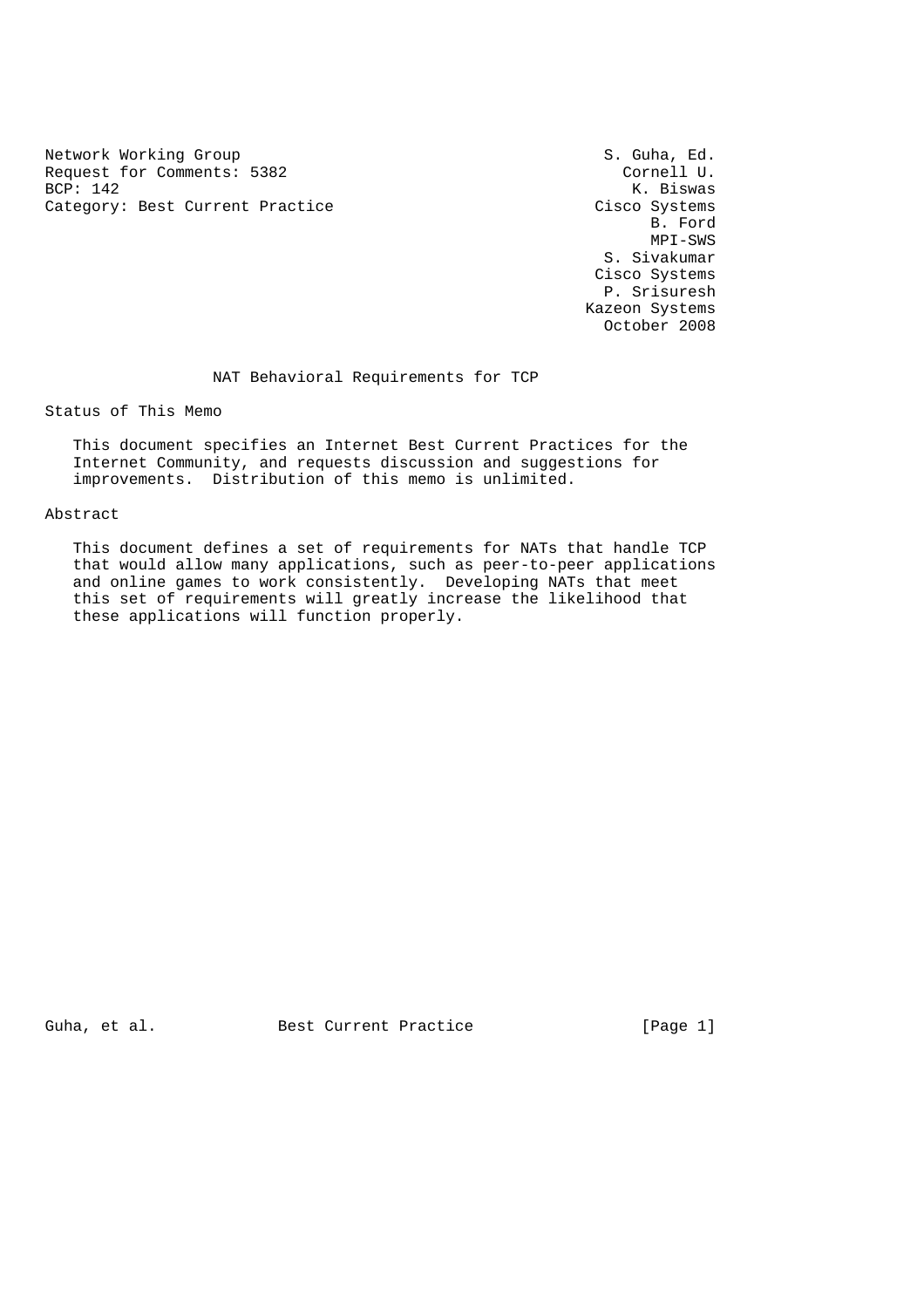Network Working Group S. Guha, Ed.
Request for Comments: 5382 Cornell U.
BCP: 142 K. Biswas
Category: Best Current Practice Cisco Systems
B. Ford
MPI-SWS
S. Sivakumar
Cisco Systems
P. Srisuresh
Kazeon Systems
October 2008

# NAT Behavioral Requirements for TCP

## Status of This Memo

This document specifies an Internet Best Current Practices for the Internet Community, and requests discussion and suggestions for improvements. Distribution of this memo is unlimited.

## Abstract

This document defines a set of requirements for NATs that handle TCP that would allow many applications, such as peer-to-peer applications and online games to work consistently. Developing NATs that meet this set of requirements will greatly increase the likelihood that these applications will function properly.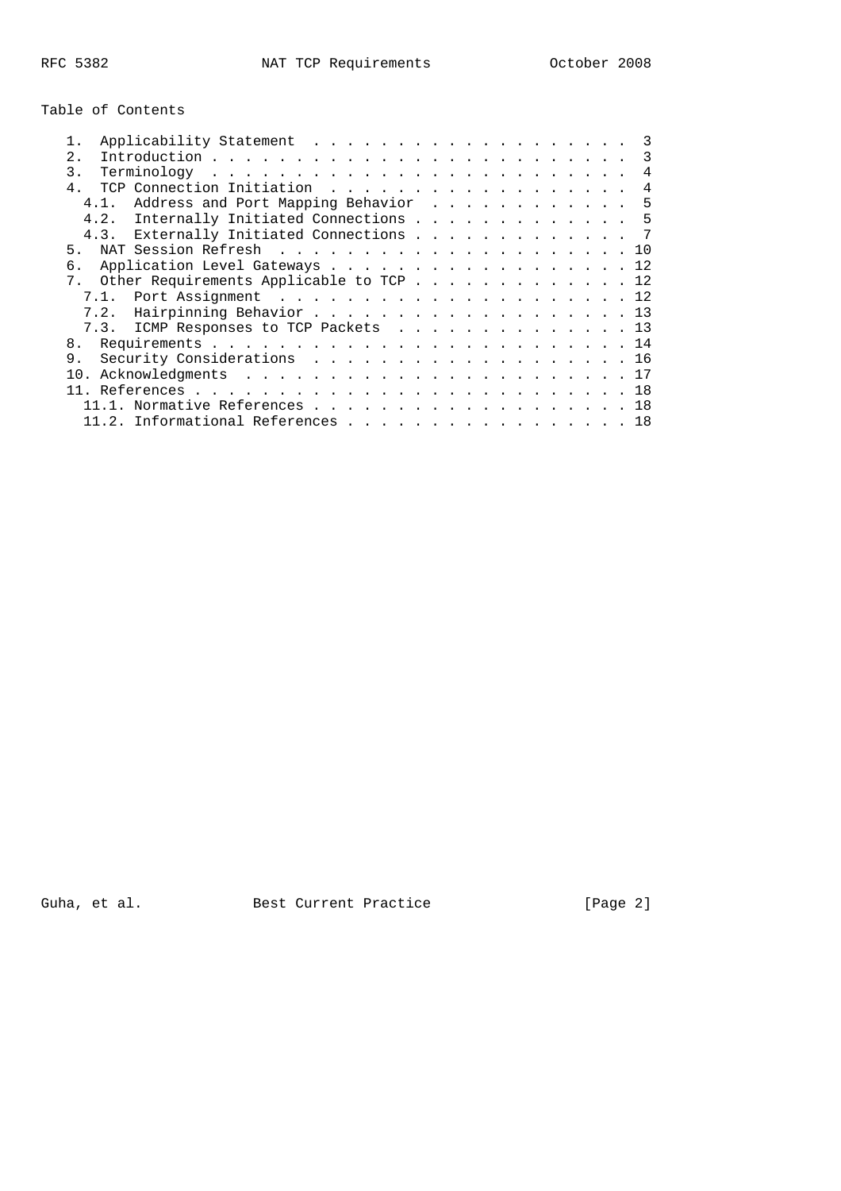Table of Contents

```
   1.  Applicability Statement  . . . . . . . . . . . . . . . . . . .  3
   2.  Introduction . . . . . . . . . . . . . . . . . . . . . . . . .  3
   3.  Terminology  . . . . . . . . . . . . . . . . . . . . . . . . .  4
   4.  TCP Connection Initiation  . . . . . . . . . . . . . . . . . .  4
     4.1.  Address and Port Mapping Behavior  . . . . . . . . . . . .  5
     4.2.  Internally Initiated Connections . . . . . . . . . . . . .  5
     4.3.  Externally Initiated Connections . . . . . . . . . . . . .  7
   5.  NAT Session Refresh  . . . . . . . . . . . . . . . . . . . . . 10
   6.  Application Level Gateways . . . . . . . . . . . . . . . . . . 12
   7.  Other Requirements Applicable to TCP . . . . . . . . . . . . . 12
     7.1.  Port Assignment  . . . . . . . . . . . . . . . . . . . . . 12
     7.2.  Hairpinning Behavior . . . . . . . . . . . . . . . . . . . 13
     7.3.  ICMP Responses to TCP Packets  . . . . . . . . . . . . . . 13
   8.  Requirements . . . . . . . . . . . . . . . . . . . . . . . . . 14
   9.  Security Considerations  . . . . . . . . . . . . . . . . . . . 16
   10. Acknowledgments  . . . . . . . . . . . . . . . . . . . . . . . 17
   11. References . . . . . . . . . . . . . . . . . . . . . . . . . . 18
     11.1. Normative References . . . . . . . . . . . . . . . . . . . 18
     11.2. Informational References . . . . . . . . . . . . . . . . . 18
```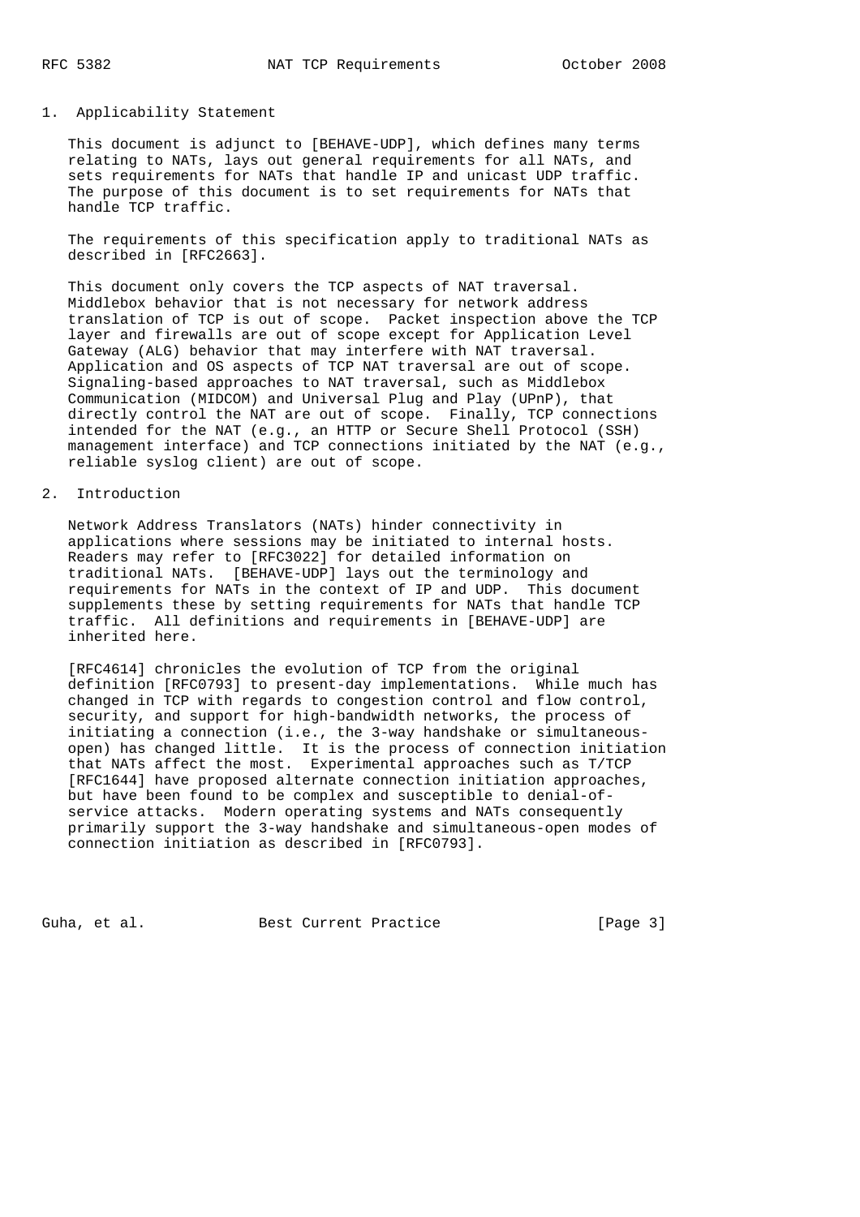## 1. Applicability Statement

This document is adjunct to [BEHAVE-UDP], which defines many terms relating to NATs, lays out general requirements for all NATs, and sets requirements for NATs that handle IP and unicast UDP traffic. The purpose of this document is to set requirements for NATs that handle TCP traffic.

The requirements of this specification apply to traditional NATs as described in [RFC2663].

This document only covers the TCP aspects of NAT traversal. Middlebox behavior that is not necessary for network address translation of TCP is out of scope. Packet inspection above the TCP layer and firewalls are out of scope except for Application Level Gateway (ALG) behavior that may interfere with NAT traversal. Application and OS aspects of TCP NAT traversal are out of scope. Signaling-based approaches to NAT traversal, such as Middlebox Communication (MIDCOM) and Universal Plug and Play (UPnP), that directly control the NAT are out of scope. Finally, TCP connections intended for the NAT (e.g., an HTTP or Secure Shell Protocol (SSH) management interface) and TCP connections initiated by the NAT (e.g., reliable syslog client) are out of scope.

## 2. Introduction

Network Address Translators (NATs) hinder connectivity in applications where sessions may be initiated to internal hosts. Readers may refer to [RFC3022] for detailed information on traditional NATs. [BEHAVE-UDP] lays out the terminology and requirements for NATs in the context of IP and UDP. This document supplements these by setting requirements for NATs that handle TCP traffic. All definitions and requirements in [BEHAVE-UDP] are inherited here.

[RFC4614] chronicles the evolution of TCP from the original definition [RFC0793] to present-day implementations. While much has changed in TCP with regards to congestion control and flow control, security, and support for high-bandwidth networks, the process of initiating a connection (i.e., the 3-way handshake or simultaneous-open) has changed little. It is the process of connection initiation that NATs affect the most. Experimental approaches such as T/TCP [RFC1644] have proposed alternate connection initiation approaches, but have been found to be complex and susceptible to denial-of-service attacks. Modern operating systems and NATs consequently primarily support the 3-way handshake and simultaneous-open modes of connection initiation as described in [RFC0793].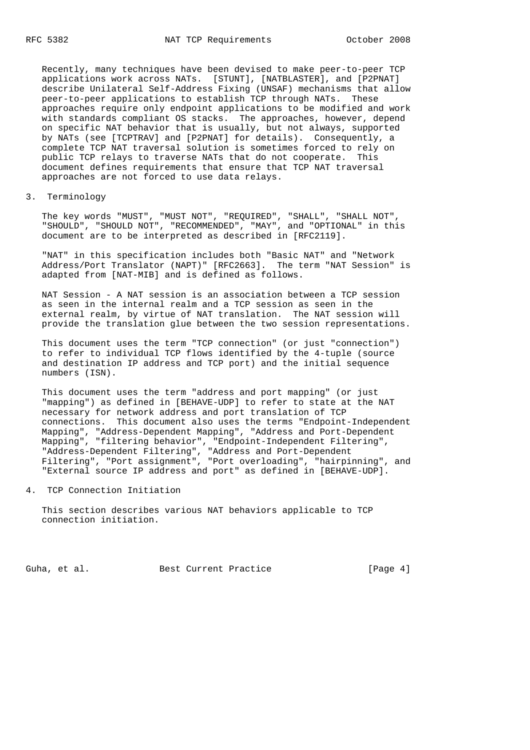Recently, many techniques have been devised to make peer-to-peer TCP applications work across NATs. [STUNT], [NATBLASTER], and [P2PNAT] describe Unilateral Self-Address Fixing (UNSAF) mechanisms that allow peer-to-peer applications to establish TCP through NATs. These approaches require only endpoint applications to be modified and work with standards compliant OS stacks. The approaches, however, depend on specific NAT behavior that is usually, but not always, supported by NATs (see [TCPTRAV] and [P2PNAT] for details). Consequently, a complete TCP NAT traversal solution is sometimes forced to rely on public TCP relays to traverse NATs that do not cooperate. This document defines requirements that ensure that TCP NAT traversal approaches are not forced to use data relays.

## 3. Terminology

The key words "MUST", "MUST NOT", "REQUIRED", "SHALL", "SHALL NOT", "SHOULD", "SHOULD NOT", "RECOMMENDED", "MAY", and "OPTIONAL" in this document are to be interpreted as described in [RFC2119].

"NAT" in this specification includes both "Basic NAT" and "Network Address/Port Translator (NAPT)" [RFC2663]. The term "NAT Session" is adapted from [NAT-MIB] and is defined as follows.

NAT Session - A NAT session is an association between a TCP session as seen in the internal realm and a TCP session as seen in the external realm, by virtue of NAT translation. The NAT session will provide the translation glue between the two session representations.

This document uses the term "TCP connection" (or just "connection") to refer to individual TCP flows identified by the 4-tuple (source and destination IP address and TCP port) and the initial sequence numbers (ISN).

This document uses the term "address and port mapping" (or just "mapping") as defined in [BEHAVE-UDP] to refer to state at the NAT necessary for network address and port translation of TCP connections. This document also uses the terms "Endpoint-Independent Mapping", "Address-Dependent Mapping", "Address and Port-Dependent Mapping", "filtering behavior", "Endpoint-Independent Filtering", "Address-Dependent Filtering", "Address and Port-Dependent Filtering", "Port assignment", "Port overloading", "hairpinning", and "External source IP address and port" as defined in [BEHAVE-UDP].

## 4. TCP Connection Initiation

This section describes various NAT behaviors applicable to TCP connection initiation.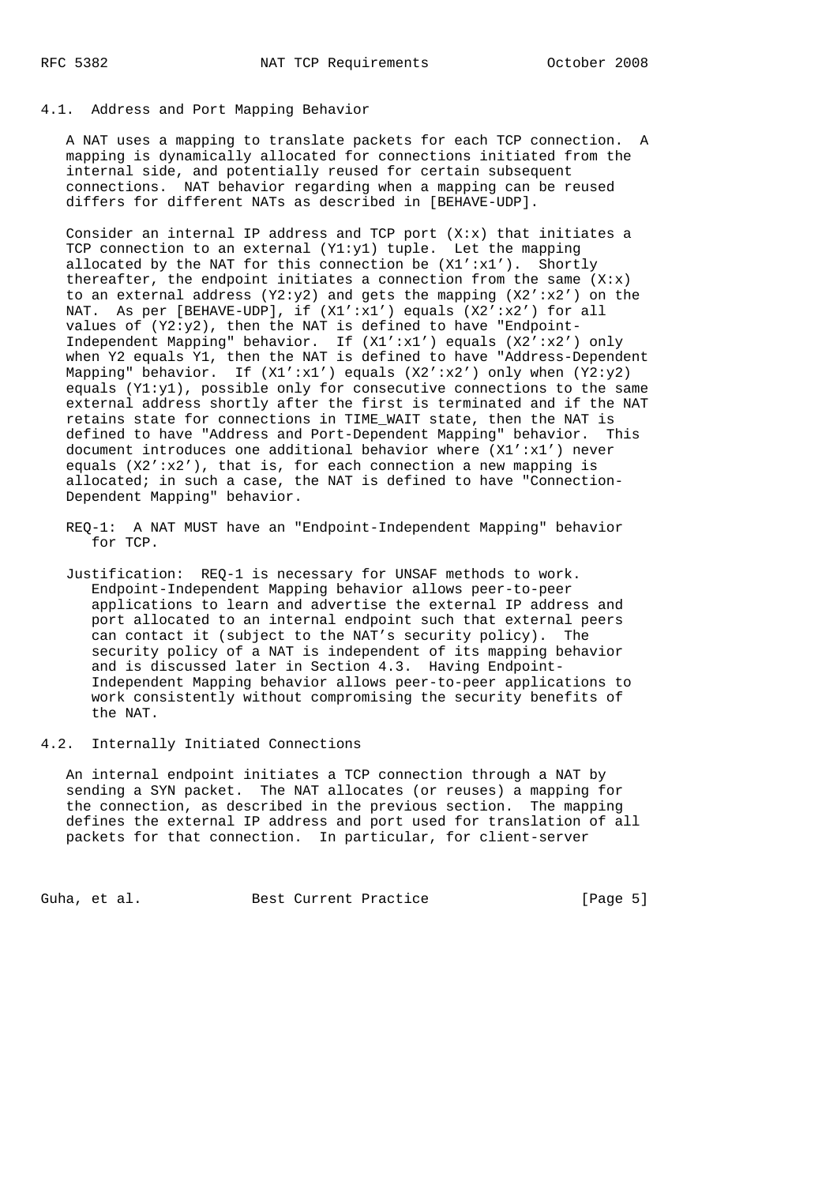## 4.1. Address and Port Mapping Behavior

A NAT uses a mapping to translate packets for each TCP connection. A mapping is dynamically allocated for connections initiated from the internal side, and potentially reused for certain subsequent connections. NAT behavior regarding when a mapping can be reused differs for different NATs as described in [BEHAVE-UDP].

Consider an internal IP address and TCP port (X:x) that initiates a TCP connection to an external (Y1:y1) tuple. Let the mapping allocated by the NAT for this connection be (X1':x1'). Shortly thereafter, the endpoint initiates a connection from the same (X:x) to an external address (Y2:y2) and gets the mapping (X2':x2') on the NAT. As per [BEHAVE-UDP], if (X1':x1') equals (X2':x2') for all values of (Y2:y2), then the NAT is defined to have "Endpoint-Independent Mapping" behavior. If (X1':x1') equals (X2':x2') only when Y2 equals Y1, then the NAT is defined to have "Address-Dependent Mapping" behavior. If (X1':x1') equals (X2':x2') only when (Y2:y2) equals (Y1:y1), possible only for consecutive connections to the same external address shortly after the first is terminated and if the NAT retains state for connections in TIME_WAIT state, then the NAT is defined to have "Address and Port-Dependent Mapping" behavior. This document introduces one additional behavior where (X1':x1') never equals (X2':x2'), that is, for each connection a new mapping is allocated; in such a case, the NAT is defined to have "Connection-Dependent Mapping" behavior.

REQ-1: A NAT MUST have an "Endpoint-Independent Mapping" behavior for TCP.

Justification: REQ-1 is necessary for UNSAF methods to work. Endpoint-Independent Mapping behavior allows peer-to-peer applications to learn and advertise the external IP address and port allocated to an internal endpoint such that external peers can contact it (subject to the NAT's security policy). The security policy of a NAT is independent of its mapping behavior and is discussed later in Section 4.3. Having Endpoint-Independent Mapping behavior allows peer-to-peer applications to work consistently without compromising the security benefits of the NAT.

## 4.2. Internally Initiated Connections

An internal endpoint initiates a TCP connection through a NAT by sending a SYN packet. The NAT allocates (or reuses) a mapping for the connection, as described in the previous section. The mapping defines the external IP address and port used for translation of all packets for that connection. In particular, for client-server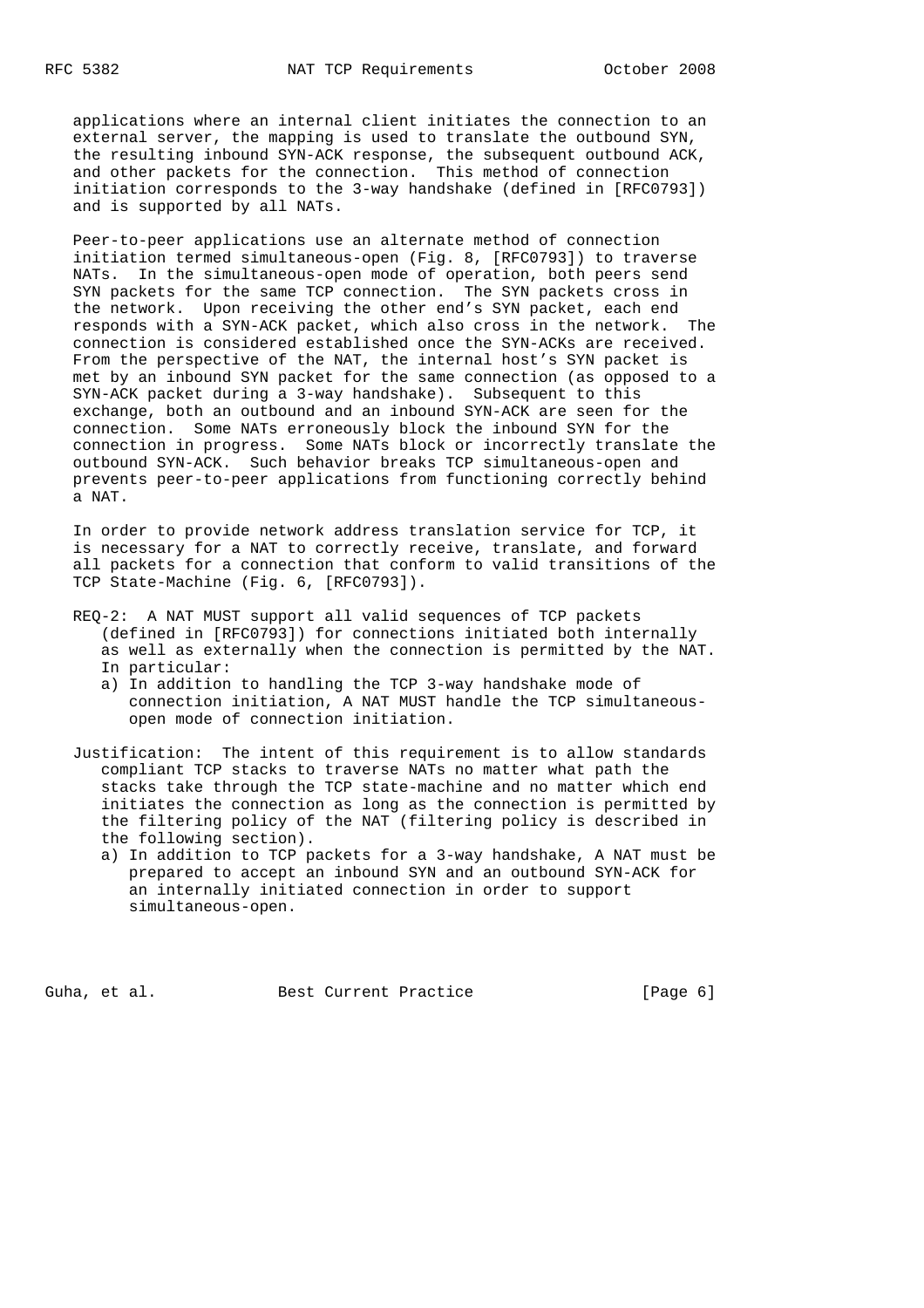applications where an internal client initiates the connection to an external server, the mapping is used to translate the outbound SYN, the resulting inbound SYN-ACK response, the subsequent outbound ACK, and other packets for the connection. This method of connection initiation corresponds to the 3-way handshake (defined in [RFC0793]) and is supported by all NATs.

Peer-to-peer applications use an alternate method of connection initiation termed simultaneous-open (Fig. 8, [RFC0793]) to traverse NATs. In the simultaneous-open mode of operation, both peers send SYN packets for the same TCP connection. The SYN packets cross in the network. Upon receiving the other end's SYN packet, each end responds with a SYN-ACK packet, which also cross in the network. The connection is considered established once the SYN-ACKs are received. From the perspective of the NAT, the internal host's SYN packet is met by an inbound SYN packet for the same connection (as opposed to a SYN-ACK packet during a 3-way handshake). Subsequent to this exchange, both an outbound and an inbound SYN-ACK are seen for the connection. Some NATs erroneously block the inbound SYN for the connection in progress. Some NATs block or incorrectly translate the outbound SYN-ACK. Such behavior breaks TCP simultaneous-open and prevents peer-to-peer applications from functioning correctly behind a NAT.

In order to provide network address translation service for TCP, it is necessary for a NAT to correctly receive, translate, and forward all packets for a connection that conform to valid transitions of the TCP State-Machine (Fig. 6, [RFC0793]).

REQ-2: A NAT MUST support all valid sequences of TCP packets (defined in [RFC0793]) for connections initiated both internally as well as externally when the connection is permitted by the NAT. In particular:

a) In addition to handling the TCP 3-way handshake mode of connection initiation, A NAT MUST handle the TCP simultaneous-open mode of connection initiation.

Justification: The intent of this requirement is to allow standards compliant TCP stacks to traverse NATs no matter what path the stacks take through the TCP state-machine and no matter which end initiates the connection as long as the connection is permitted by the filtering policy of the NAT (filtering policy is described in the following section).

a) In addition to TCP packets for a 3-way handshake, A NAT must be prepared to accept an inbound SYN and an outbound SYN-ACK for an internally initiated connection in order to support simultaneous-open.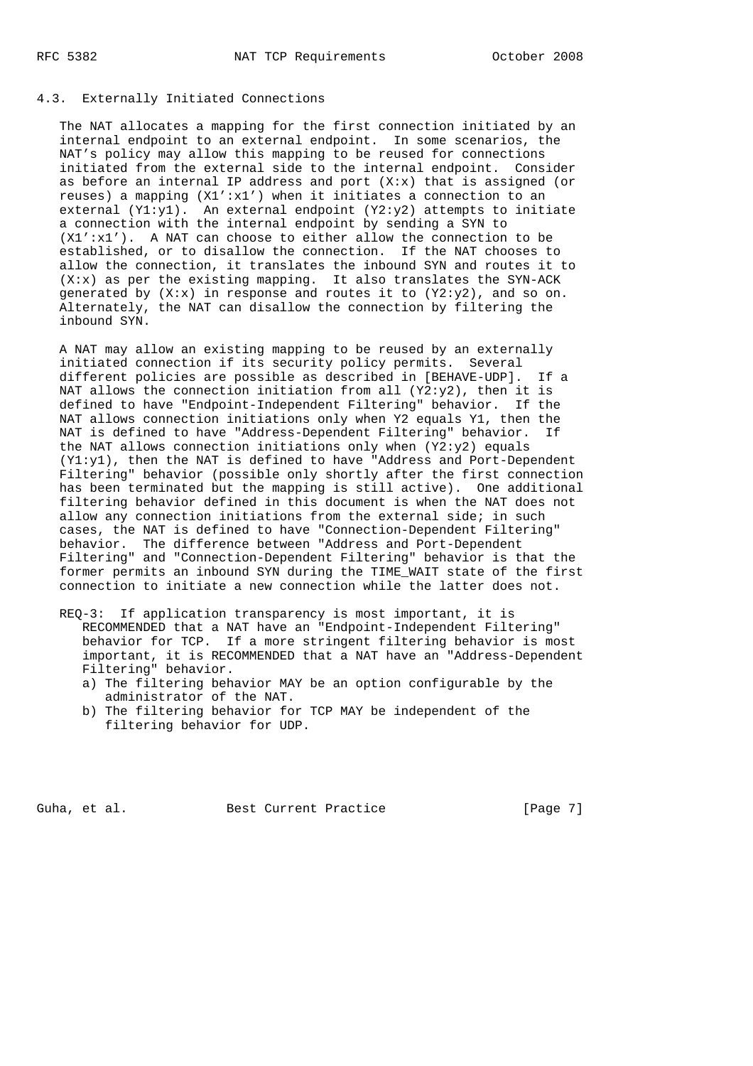## 4.3. Externally Initiated Connections

The NAT allocates a mapping for the first connection initiated by an internal endpoint to an external endpoint. In some scenarios, the NAT's policy may allow this mapping to be reused for connections initiated from the external side to the internal endpoint. Consider as before an internal IP address and port (X:x) that is assigned (or reuses) a mapping (X1':x1') when it initiates a connection to an external (Y1:y1). An external endpoint (Y2:y2) attempts to initiate a connection with the internal endpoint by sending a SYN to (X1':x1'). A NAT can choose to either allow the connection to be established, or to disallow the connection. If the NAT chooses to allow the connection, it translates the inbound SYN and routes it to (X:x) as per the existing mapping. It also translates the SYN-ACK generated by (X:x) in response and routes it to (Y2:y2), and so on. Alternately, the NAT can disallow the connection by filtering the inbound SYN.

A NAT may allow an existing mapping to be reused by an externally initiated connection if its security policy permits. Several different policies are possible as described in [BEHAVE-UDP]. If a NAT allows the connection initiation from all (Y2:y2), then it is defined to have "Endpoint-Independent Filtering" behavior. If the NAT allows connection initiations only when Y2 equals Y1, then the NAT is defined to have "Address-Dependent Filtering" behavior. If the NAT allows connection initiations only when (Y2:y2) equals (Y1:y1), then the NAT is defined to have "Address and Port-Dependent Filtering" behavior (possible only shortly after the first connection has been terminated but the mapping is still active). One additional filtering behavior defined in this document is when the NAT does not allow any connection initiations from the external side; in such cases, the NAT is defined to have "Connection-Dependent Filtering" behavior. The difference between "Address and Port-Dependent Filtering" and "Connection-Dependent Filtering" behavior is that the former permits an inbound SYN during the TIME_WAIT state of the first connection to initiate a new connection while the latter does not.

REQ-3: If application transparency is most important, it is RECOMMENDED that a NAT have an "Endpoint-Independent Filtering" behavior for TCP. If a more stringent filtering behavior is most important, it is RECOMMENDED that a NAT have an "Address-Dependent Filtering" behavior.

- a) The filtering behavior MAY be an option configurable by the administrator of the NAT.
- b) The filtering behavior for TCP MAY be independent of the filtering behavior for UDP.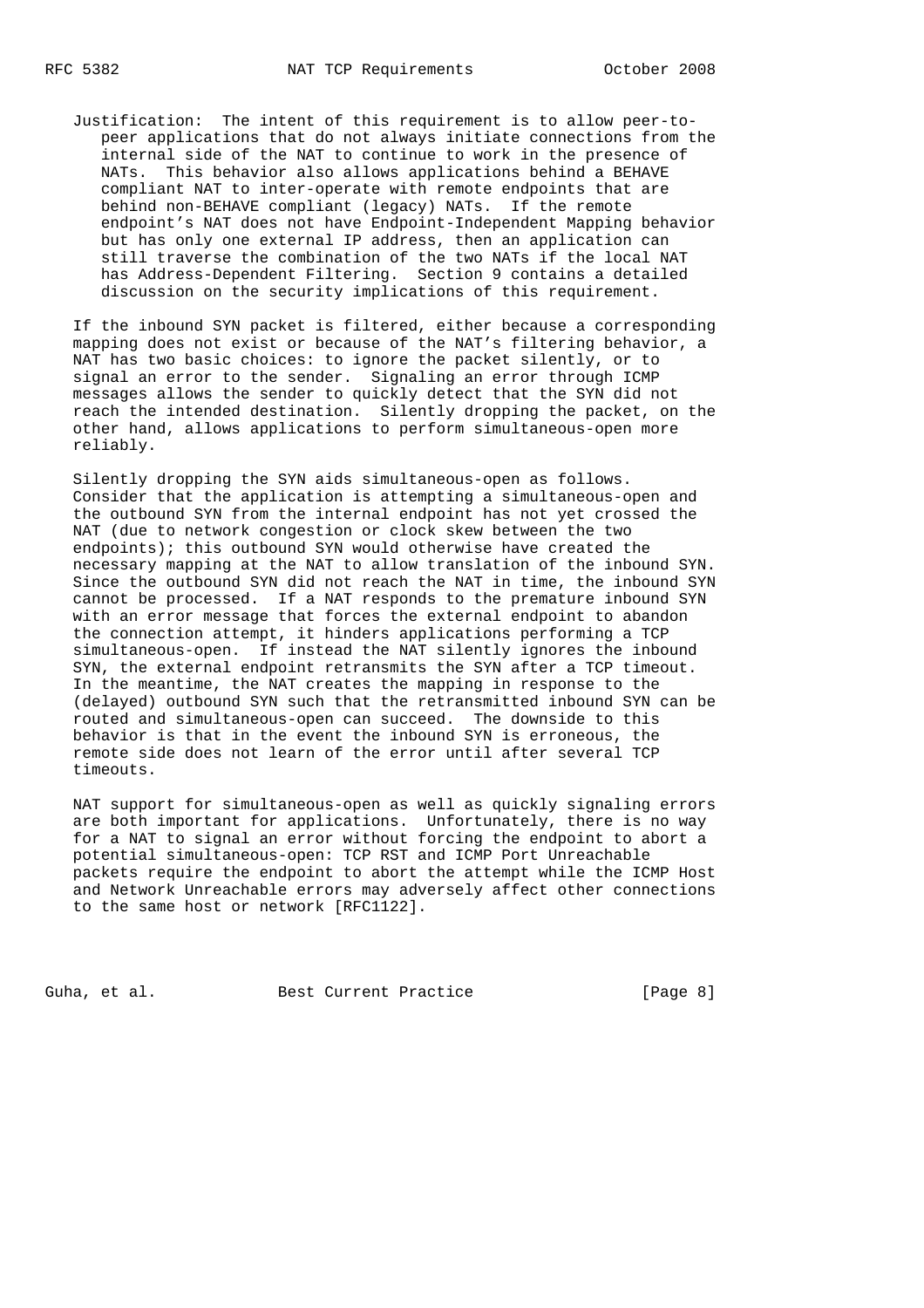Justification: The intent of this requirement is to allow peer-to-peer applications that do not always initiate connections from the internal side of the NAT to continue to work in the presence of NATs. This behavior also allows applications behind a BEHAVE compliant NAT to inter-operate with remote endpoints that are behind non-BEHAVE compliant (legacy) NATs. If the remote endpoint's NAT does not have Endpoint-Independent Mapping behavior but has only one external IP address, then an application can still traverse the combination of the two NATs if the local NAT has Address-Dependent Filtering. Section 9 contains a detailed discussion on the security implications of this requirement.

If the inbound SYN packet is filtered, either because a corresponding mapping does not exist or because of the NAT's filtering behavior, a NAT has two basic choices: to ignore the packet silently, or to signal an error to the sender. Signaling an error through ICMP messages allows the sender to quickly detect that the SYN did not reach the intended destination. Silently dropping the packet, on the other hand, allows applications to perform simultaneous-open more reliably.

Silently dropping the SYN aids simultaneous-open as follows. Consider that the application is attempting a simultaneous-open and the outbound SYN from the internal endpoint has not yet crossed the NAT (due to network congestion or clock skew between the two endpoints); this outbound SYN would otherwise have created the necessary mapping at the NAT to allow translation of the inbound SYN. Since the outbound SYN did not reach the NAT in time, the inbound SYN cannot be processed. If a NAT responds to the premature inbound SYN with an error message that forces the external endpoint to abandon the connection attempt, it hinders applications performing a TCP simultaneous-open. If instead the NAT silently ignores the inbound SYN, the external endpoint retransmits the SYN after a TCP timeout. In the meantime, the NAT creates the mapping in response to the (delayed) outbound SYN such that the retransmitted inbound SYN can be routed and simultaneous-open can succeed. The downside to this behavior is that in the event the inbound SYN is erroneous, the remote side does not learn of the error until after several TCP timeouts.

NAT support for simultaneous-open as well as quickly signaling errors are both important for applications. Unfortunately, there is no way for a NAT to signal an error without forcing the endpoint to abort a potential simultaneous-open: TCP RST and ICMP Port Unreachable packets require the endpoint to abort the attempt while the ICMP Host and Network Unreachable errors may adversely affect other connections to the same host or network [RFC1122].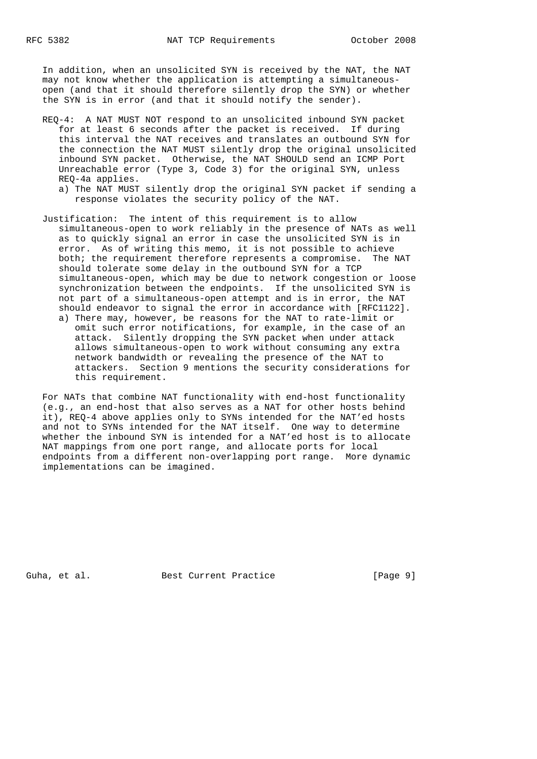In addition, when an unsolicited SYN is received by the NAT, the NAT may not know whether the application is attempting a simultaneous-open (and that it should therefore silently drop the SYN) or whether the SYN is in error (and that it should notify the sender).

REQ-4: A NAT MUST NOT respond to an unsolicited inbound SYN packet for at least 6 seconds after the packet is received. If during this interval the NAT receives and translates an outbound SYN for the connection the NAT MUST silently drop the original unsolicited inbound SYN packet. Otherwise, the NAT SHOULD send an ICMP Port Unreachable error (Type 3, Code 3) for the original SYN, unless REQ-4a applies.

a) The NAT MUST silently drop the original SYN packet if sending a response violates the security policy of the NAT.

Justification: The intent of this requirement is to allow simultaneous-open to work reliably in the presence of NATs as well as to quickly signal an error in case the unsolicited SYN is in error. As of writing this memo, it is not possible to achieve both; the requirement therefore represents a compromise. The NAT should tolerate some delay in the outbound SYN for a TCP simultaneous-open, which may be due to network congestion or loose synchronization between the endpoints. If the unsolicited SYN is not part of a simultaneous-open attempt and is in error, the NAT should endeavor to signal the error in accordance with [RFC1122].

a) There may, however, be reasons for the NAT to rate-limit or omit such error notifications, for example, in the case of an attack. Silently dropping the SYN packet when under attack allows simultaneous-open to work without consuming any extra network bandwidth or revealing the presence of the NAT to attackers. Section 9 mentions the security considerations for this requirement.

For NATs that combine NAT functionality with end-host functionality (e.g., an end-host that also serves as a NAT for other hosts behind it), REQ-4 above applies only to SYNs intended for the NAT'ed hosts and not to SYNs intended for the NAT itself. One way to determine whether the inbound SYN is intended for a NAT'ed host is to allocate NAT mappings from one port range, and allocate ports for local endpoints from a different non-overlapping port range. More dynamic implementations can be imagined.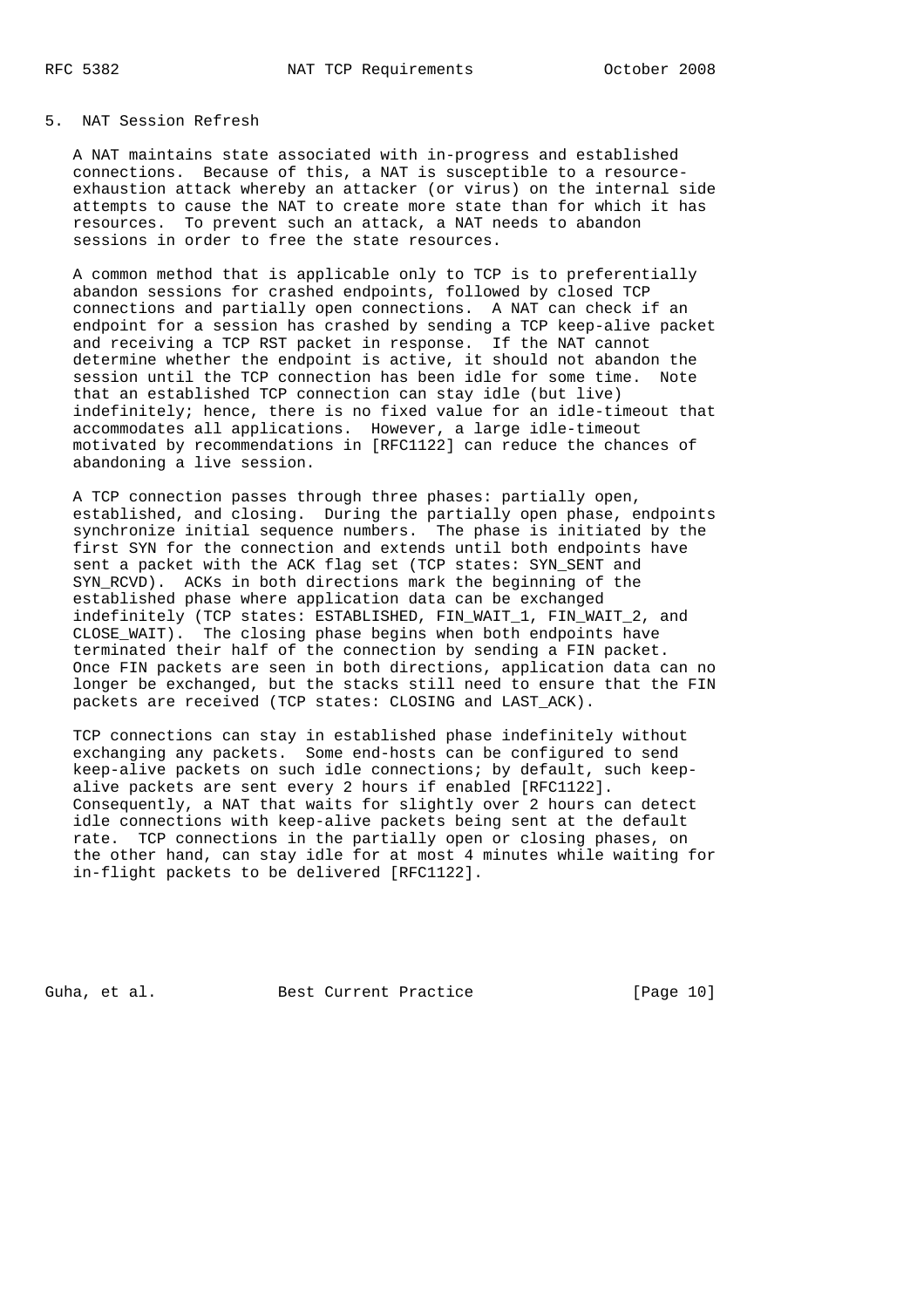## 5. NAT Session Refresh

A NAT maintains state associated with in-progress and established connections. Because of this, a NAT is susceptible to a resource-exhaustion attack whereby an attacker (or virus) on the internal side attempts to cause the NAT to create more state than for which it has resources. To prevent such an attack, a NAT needs to abandon sessions in order to free the state resources.

A common method that is applicable only to TCP is to preferentially abandon sessions for crashed endpoints, followed by closed TCP connections and partially open connections. A NAT can check if an endpoint for a session has crashed by sending a TCP keep-alive packet and receiving a TCP RST packet in response. If the NAT cannot determine whether the endpoint is active, it should not abandon the session until the TCP connection has been idle for some time. Note that an established TCP connection can stay idle (but live) indefinitely; hence, there is no fixed value for an idle-timeout that accommodates all applications. However, a large idle-timeout motivated by recommendations in [RFC1122] can reduce the chances of abandoning a live session.

A TCP connection passes through three phases: partially open, established, and closing. During the partially open phase, endpoints synchronize initial sequence numbers. The phase is initiated by the first SYN for the connection and extends until both endpoints have sent a packet with the ACK flag set (TCP states: SYN_SENT and SYN_RCVD). ACKs in both directions mark the beginning of the established phase where application data can be exchanged indefinitely (TCP states: ESTABLISHED, FIN_WAIT_1, FIN_WAIT_2, and CLOSE_WAIT). The closing phase begins when both endpoints have terminated their half of the connection by sending a FIN packet. Once FIN packets are seen in both directions, application data can no longer be exchanged, but the stacks still need to ensure that the FIN packets are received (TCP states: CLOSING and LAST_ACK).

TCP connections can stay in established phase indefinitely without exchanging any packets. Some end-hosts can be configured to send keep-alive packets on such idle connections; by default, such keep-alive packets are sent every 2 hours if enabled [RFC1122]. Consequently, a NAT that waits for slightly over 2 hours can detect idle connections with keep-alive packets being sent at the default rate. TCP connections in the partially open or closing phases, on the other hand, can stay idle for at most 4 minutes while waiting for in-flight packets to be delivered [RFC1122].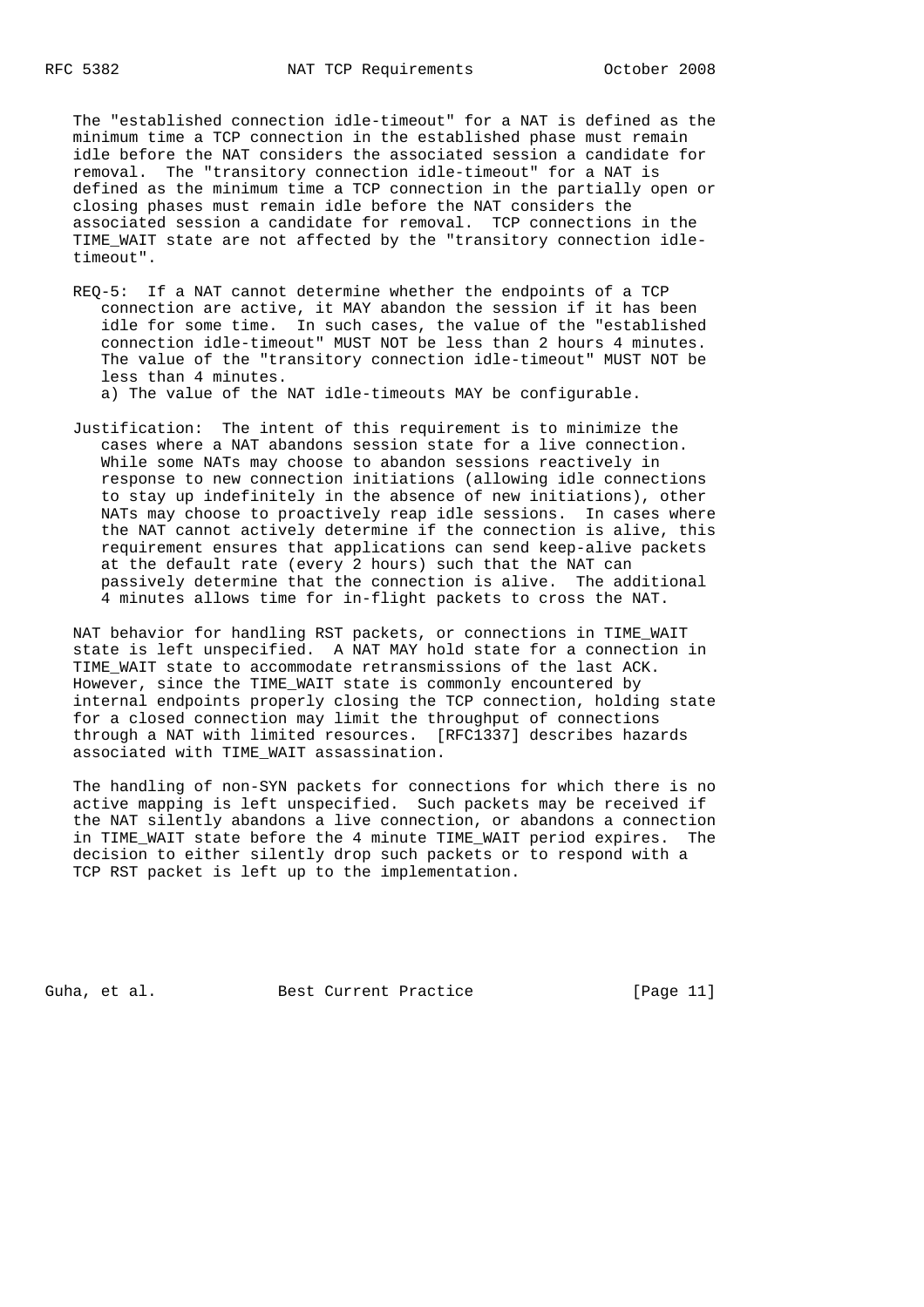The "established connection idle-timeout" for a NAT is defined as the minimum time a TCP connection in the established phase must remain idle before the NAT considers the associated session a candidate for removal. The "transitory connection idle-timeout" for a NAT is defined as the minimum time a TCP connection in the partially open or closing phases must remain idle before the NAT considers the associated session a candidate for removal. TCP connections in the TIME_WAIT state are not affected by the "transitory connection idle-timeout".

REQ-5: If a NAT cannot determine whether the endpoints of a TCP connection are active, it MAY abandon the session if it has been idle for some time. In such cases, the value of the "established connection idle-timeout" MUST NOT be less than 2 hours 4 minutes. The value of the "transitory connection idle-timeout" MUST NOT be less than 4 minutes.

a) The value of the NAT idle-timeouts MAY be configurable.

Justification: The intent of this requirement is to minimize the cases where a NAT abandons session state for a live connection. While some NATs may choose to abandon sessions reactively in response to new connection initiations (allowing idle connections to stay up indefinitely in the absence of new initiations), other NATs may choose to proactively reap idle sessions. In cases where the NAT cannot actively determine if the connection is alive, this requirement ensures that applications can send keep-alive packets at the default rate (every 2 hours) such that the NAT can passively determine that the connection is alive. The additional 4 minutes allows time for in-flight packets to cross the NAT.

NAT behavior for handling RST packets, or connections in TIME_WAIT state is left unspecified. A NAT MAY hold state for a connection in TIME_WAIT state to accommodate retransmissions of the last ACK. However, since the TIME_WAIT state is commonly encountered by internal endpoints properly closing the TCP connection, holding state for a closed connection may limit the throughput of connections through a NAT with limited resources. [RFC1337] describes hazards associated with TIME_WAIT assassination.

The handling of non-SYN packets for connections for which there is no active mapping is left unspecified. Such packets may be received if the NAT silently abandons a live connection, or abandons a connection in TIME_WAIT state before the 4 minute TIME_WAIT period expires. The decision to either silently drop such packets or to respond with a TCP RST packet is left up to the implementation.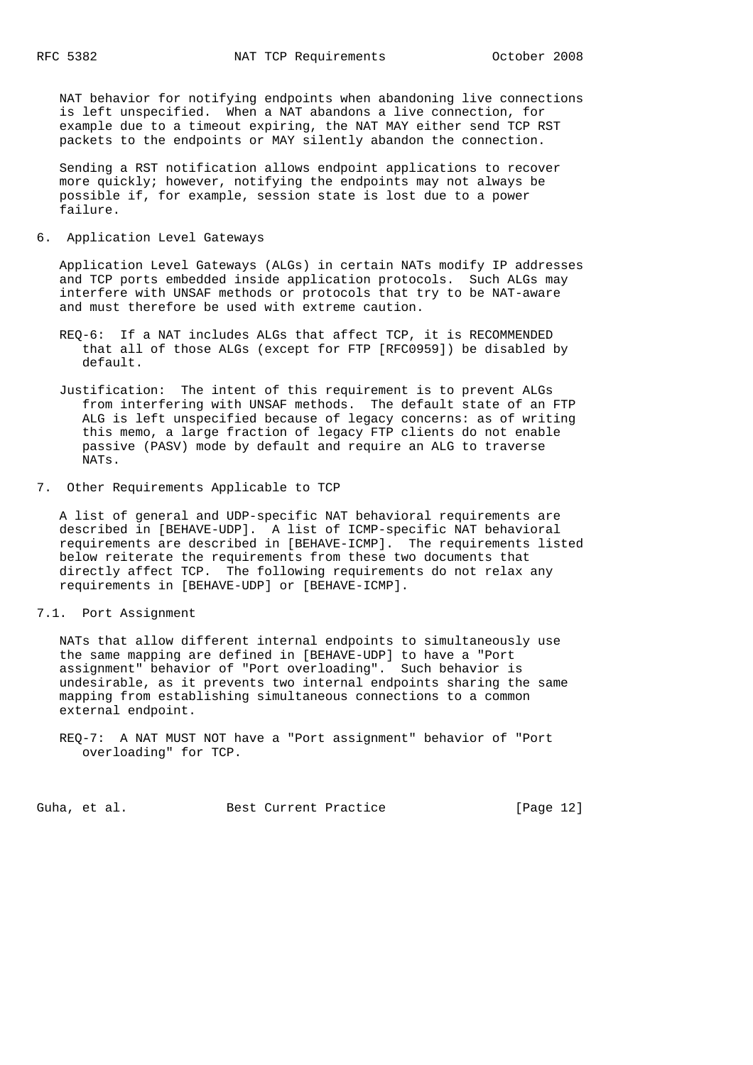NAT behavior for notifying endpoints when abandoning live connections is left unspecified. When a NAT abandons a live connection, for example due to a timeout expiring, the NAT MAY either send TCP RST packets to the endpoints or MAY silently abandon the connection.

Sending a RST notification allows endpoint applications to recover more quickly; however, notifying the endpoints may not always be possible if, for example, session state is lost due to a power failure.

## 6. Application Level Gateways

Application Level Gateways (ALGs) in certain NATs modify IP addresses and TCP ports embedded inside application protocols. Such ALGs may interfere with UNSAF methods or protocols that try to be NAT-aware and must therefore be used with extreme caution.

REQ-6: If a NAT includes ALGs that affect TCP, it is RECOMMENDED that all of those ALGs (except for FTP [RFC0959]) be disabled by default.

Justification: The intent of this requirement is to prevent ALGs from interfering with UNSAF methods. The default state of an FTP ALG is left unspecified because of legacy concerns: as of writing this memo, a large fraction of legacy FTP clients do not enable passive (PASV) mode by default and require an ALG to traverse NATs.

## 7. Other Requirements Applicable to TCP

A list of general and UDP-specific NAT behavioral requirements are described in [BEHAVE-UDP]. A list of ICMP-specific NAT behavioral requirements are described in [BEHAVE-ICMP]. The requirements listed below reiterate the requirements from these two documents that directly affect TCP. The following requirements do not relax any requirements in [BEHAVE-UDP] or [BEHAVE-ICMP].

### 7.1. Port Assignment

NATs that allow different internal endpoints to simultaneously use the same mapping are defined in [BEHAVE-UDP] to have a "Port assignment" behavior of "Port overloading". Such behavior is undesirable, as it prevents two internal endpoints sharing the same mapping from establishing simultaneous connections to a common external endpoint.

REQ-7: A NAT MUST NOT have a "Port assignment" behavior of "Port overloading" for TCP.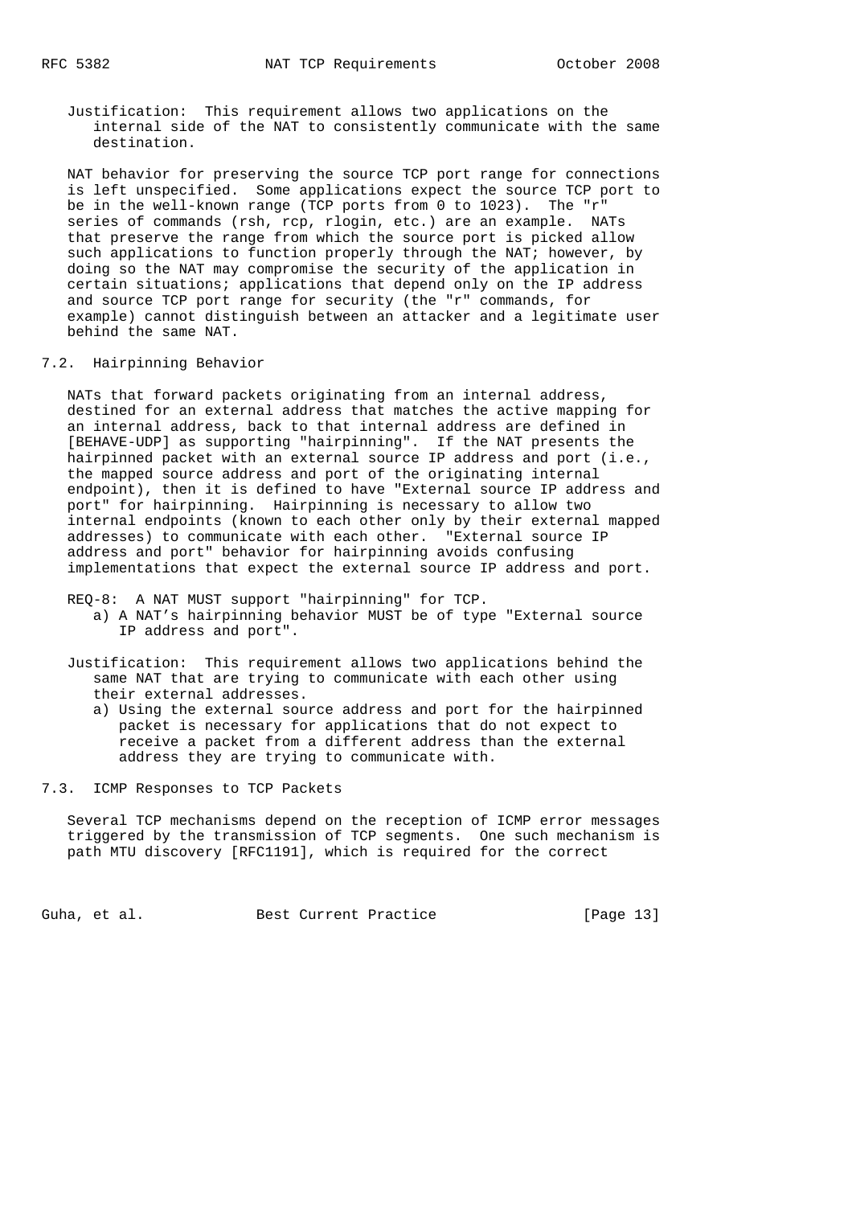Justification: This requirement allows two applications on the internal side of the NAT to consistently communicate with the same destination.

NAT behavior for preserving the source TCP port range for connections is left unspecified. Some applications expect the source TCP port to be in the well-known range (TCP ports from 0 to 1023). The "r" series of commands (rsh, rcp, rlogin, etc.) are an example. NATs that preserve the range from which the source port is picked allow such applications to function properly through the NAT; however, by doing so the NAT may compromise the security of the application in certain situations; applications that depend only on the IP address and source TCP port range for security (the "r" commands, for example) cannot distinguish between an attacker and a legitimate user behind the same NAT.

## 7.2. Hairpinning Behavior

NATs that forward packets originating from an internal address, destined for an external address that matches the active mapping for an internal address, back to that internal address are defined in [BEHAVE-UDP] as supporting "hairpinning". If the NAT presents the hairpinned packet with an external source IP address and port (i.e., the mapped source address and port of the originating internal endpoint), then it is defined to have "External source IP address and port" for hairpinning. Hairpinning is necessary to allow two internal endpoints (known to each other only by their external mapped addresses) to communicate with each other. "External source IP address and port" behavior for hairpinning avoids confusing implementations that expect the external source IP address and port.

REQ-8: A NAT MUST support "hairpinning" for TCP.

a) A NAT's hairpinning behavior MUST be of type "External source IP address and port".

Justification: This requirement allows two applications behind the same NAT that are trying to communicate with each other using their external addresses.

a) Using the external source address and port for the hairpinned packet is necessary for applications that do not expect to receive a packet from a different address than the external address they are trying to communicate with.

## 7.3. ICMP Responses to TCP Packets

Several TCP mechanisms depend on the reception of ICMP error messages triggered by the transmission of TCP segments. One such mechanism is path MTU discovery [RFC1191], which is required for the correct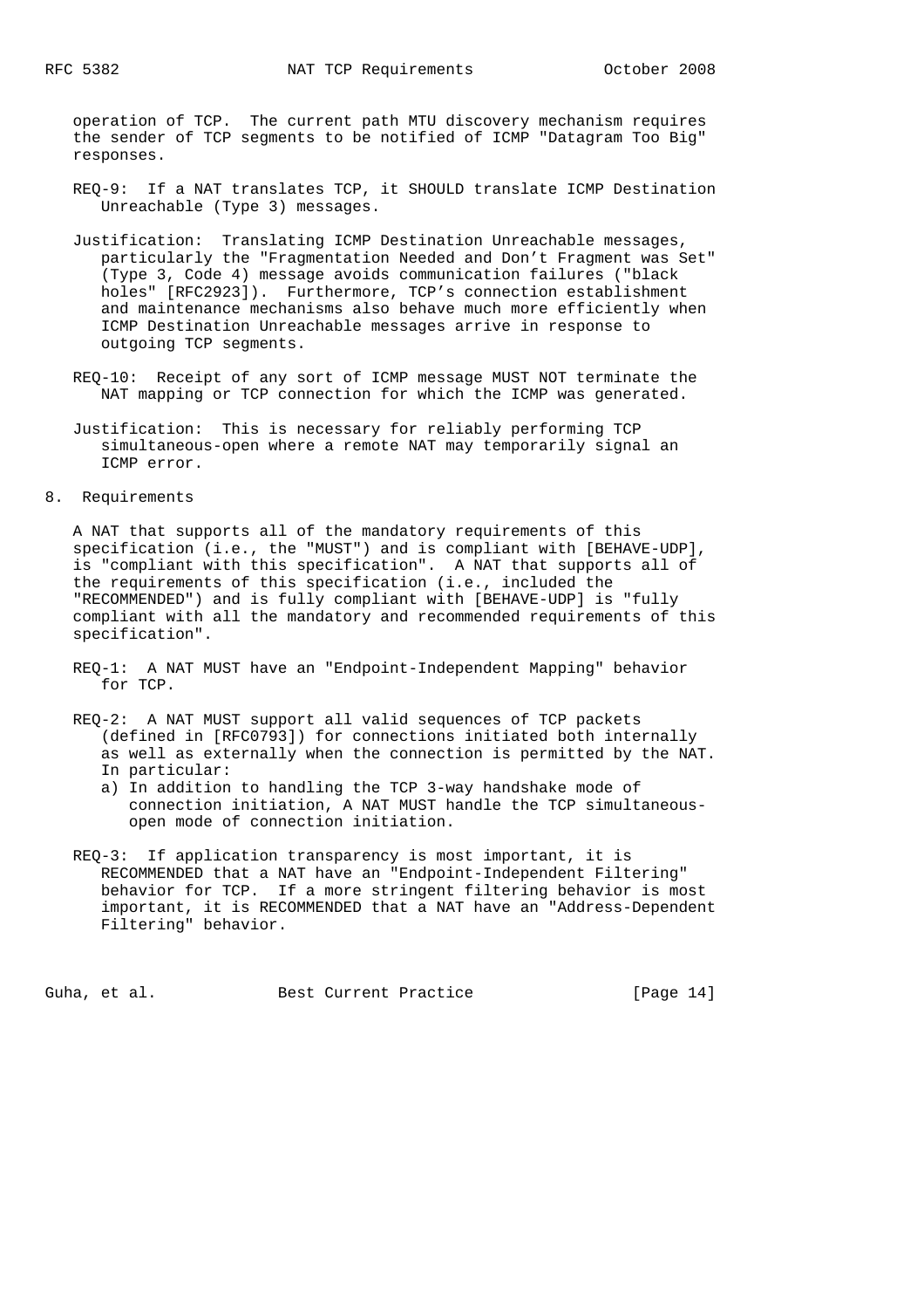operation of TCP. The current path MTU discovery mechanism requires the sender of TCP segments to be notified of ICMP "Datagram Too Big" responses.

REQ-9: If a NAT translates TCP, it SHOULD translate ICMP Destination Unreachable (Type 3) messages.

Justification: Translating ICMP Destination Unreachable messages, particularly the "Fragmentation Needed and Don't Fragment was Set" (Type 3, Code 4) message avoids communication failures ("black holes" [RFC2923]). Furthermore, TCP's connection establishment and maintenance mechanisms also behave much more efficiently when ICMP Destination Unreachable messages arrive in response to outgoing TCP segments.

REQ-10: Receipt of any sort of ICMP message MUST NOT terminate the NAT mapping or TCP connection for which the ICMP was generated.

Justification: This is necessary for reliably performing TCP simultaneous-open where a remote NAT may temporarily signal an ICMP error.

## 8. Requirements

A NAT that supports all of the mandatory requirements of this specification (i.e., the "MUST") and is compliant with [BEHAVE-UDP], is "compliant with this specification". A NAT that supports all of the requirements of this specification (i.e., included the "RECOMMENDED") and is fully compliant with [BEHAVE-UDP] is "fully compliant with all the mandatory and recommended requirements of this specification".

REQ-1: A NAT MUST have an "Endpoint-Independent Mapping" behavior for TCP.

REQ-2: A NAT MUST support all valid sequences of TCP packets (defined in [RFC0793]) for connections initiated both internally as well as externally when the connection is permitted by the NAT. In particular:

a) In addition to handling the TCP 3-way handshake mode of connection initiation, A NAT MUST handle the TCP simultaneous-open mode of connection initiation.

REQ-3: If application transparency is most important, it is RECOMMENDED that a NAT have an "Endpoint-Independent Filtering" behavior for TCP. If a more stringent filtering behavior is most important, it is RECOMMENDED that a NAT have an "Address-Dependent Filtering" behavior.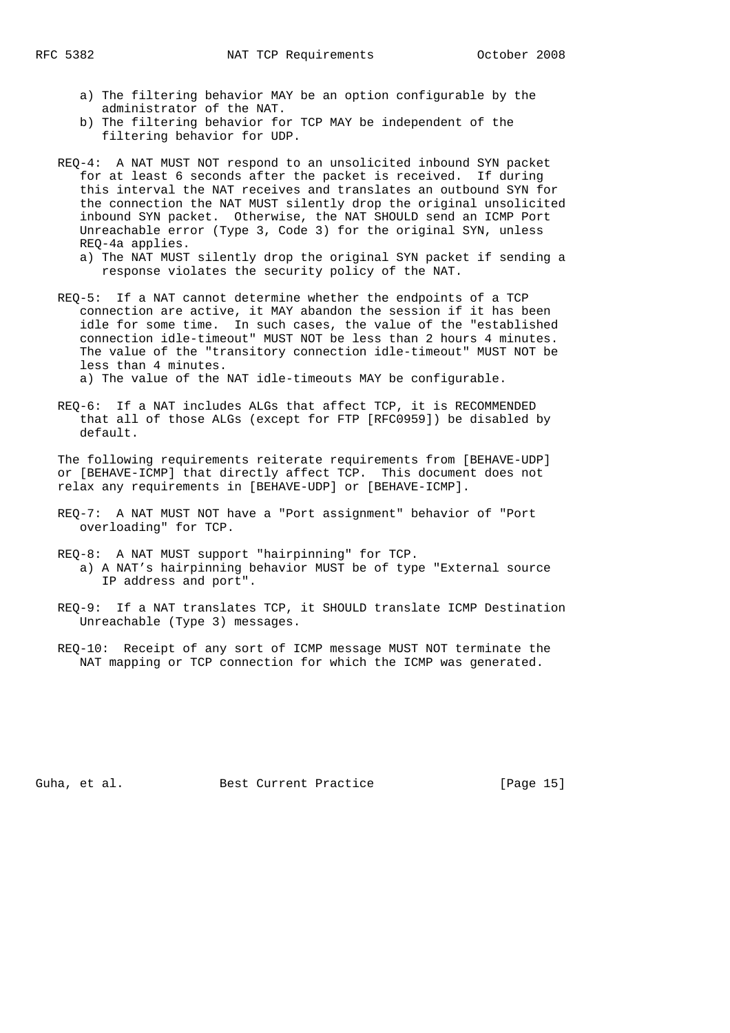a) The filtering behavior MAY be an option configurable by the administrator of the NAT.

b) The filtering behavior for TCP MAY be independent of the filtering behavior for UDP.

REQ-4: A NAT MUST NOT respond to an unsolicited inbound SYN packet for at least 6 seconds after the packet is received. If during this interval the NAT receives and translates an outbound SYN for the connection the NAT MUST silently drop the original unsolicited inbound SYN packet. Otherwise, the NAT SHOULD send an ICMP Port Unreachable error (Type 3, Code 3) for the original SYN, unless REQ-4a applies.

a) The NAT MUST silently drop the original SYN packet if sending a response violates the security policy of the NAT.

REQ-5: If a NAT cannot determine whether the endpoints of a TCP connection are active, it MAY abandon the session if it has been idle for some time. In such cases, the value of the "established connection idle-timeout" MUST NOT be less than 2 hours 4 minutes. The value of the "transitory connection idle-timeout" MUST NOT be less than 4 minutes.

a) The value of the NAT idle-timeouts MAY be configurable.

REQ-6: If a NAT includes ALGs that affect TCP, it is RECOMMENDED that all of those ALGs (except for FTP [RFC0959]) be disabled by default.

The following requirements reiterate requirements from [BEHAVE-UDP] or [BEHAVE-ICMP] that directly affect TCP. This document does not relax any requirements in [BEHAVE-UDP] or [BEHAVE-ICMP].

REQ-7: A NAT MUST NOT have a "Port assignment" behavior of "Port overloading" for TCP.

REQ-8: A NAT MUST support "hairpinning" for TCP.

a) A NAT's hairpinning behavior MUST be of type "External source IP address and port".

REQ-9: If a NAT translates TCP, it SHOULD translate ICMP Destination Unreachable (Type 3) messages.

REQ-10: Receipt of any sort of ICMP message MUST NOT terminate the NAT mapping or TCP connection for which the ICMP was generated.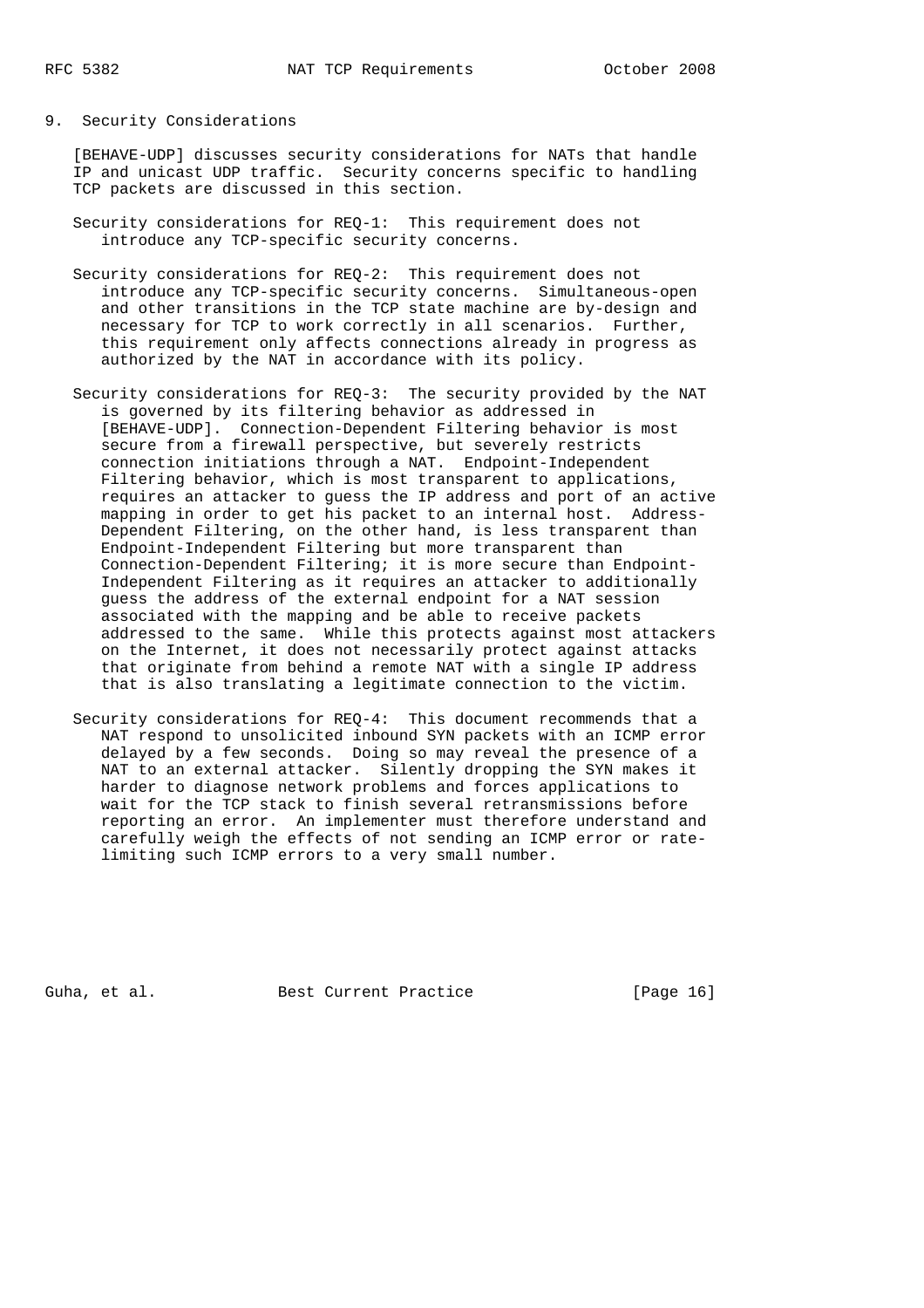## 9. Security Considerations

[BEHAVE-UDP] discusses security considerations for NATs that handle IP and unicast UDP traffic. Security concerns specific to handling TCP packets are discussed in this section.

Security considerations for REQ-1: This requirement does not introduce any TCP-specific security concerns.

Security considerations for REQ-2: This requirement does not introduce any TCP-specific security concerns. Simultaneous-open and other transitions in the TCP state machine are by-design and necessary for TCP to work correctly in all scenarios. Further, this requirement only affects connections already in progress as authorized by the NAT in accordance with its policy.

Security considerations for REQ-3: The security provided by the NAT is governed by its filtering behavior as addressed in [BEHAVE-UDP]. Connection-Dependent Filtering behavior is most secure from a firewall perspective, but severely restricts connection initiations through a NAT. Endpoint-Independent Filtering behavior, which is most transparent to applications, requires an attacker to guess the IP address and port of an active mapping in order to get his packet to an internal host. Address-Dependent Filtering, on the other hand, is less transparent than Endpoint-Independent Filtering but more transparent than Connection-Dependent Filtering; it is more secure than Endpoint-Independent Filtering as it requires an attacker to additionally guess the address of the external endpoint for a NAT session associated with the mapping and be able to receive packets addressed to the same. While this protects against most attackers on the Internet, it does not necessarily protect against attacks that originate from behind a remote NAT with a single IP address that is also translating a legitimate connection to the victim.

Security considerations for REQ-4: This document recommends that a NAT respond to unsolicited inbound SYN packets with an ICMP error delayed by a few seconds. Doing so may reveal the presence of a NAT to an external attacker. Silently dropping the SYN makes it harder to diagnose network problems and forces applications to wait for the TCP stack to finish several retransmissions before reporting an error. An implementer must therefore understand and carefully weigh the effects of not sending an ICMP error or rate-limiting such ICMP errors to a very small number.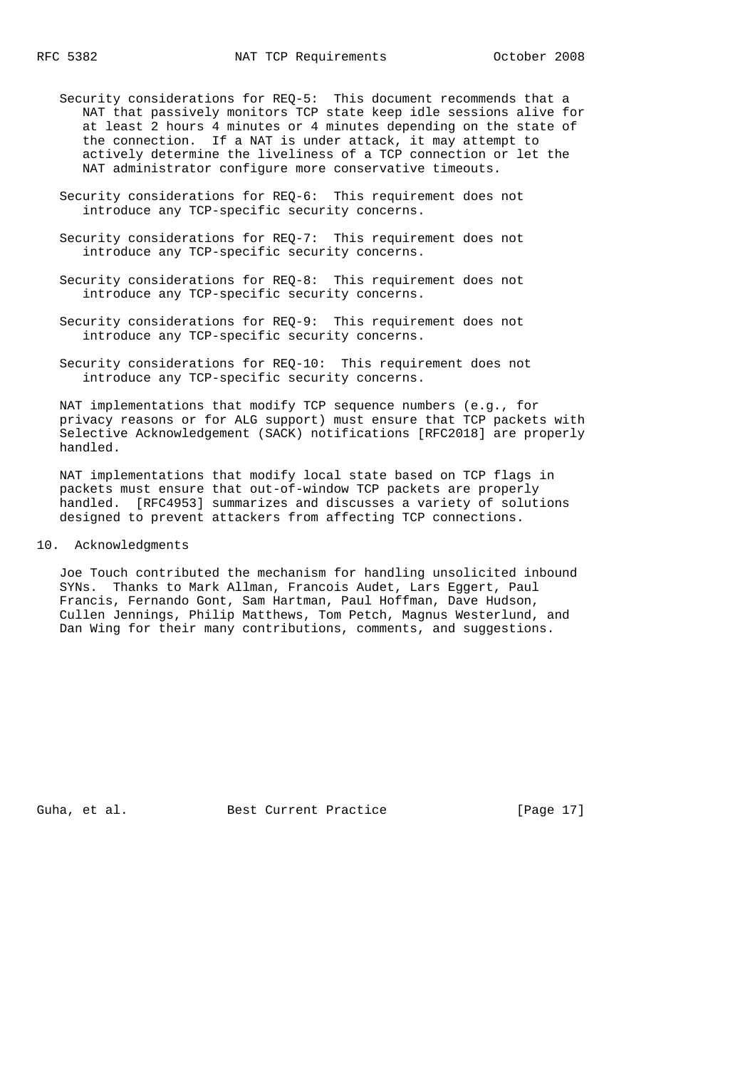Security considerations for REQ-5: This document recommends that a NAT that passively monitors TCP state keep idle sessions alive for at least 2 hours 4 minutes or 4 minutes depending on the state of the connection. If a NAT is under attack, it may attempt to actively determine the liveliness of a TCP connection or let the NAT administrator configure more conservative timeouts.

Security considerations for REQ-6: This requirement does not introduce any TCP-specific security concerns.

Security considerations for REQ-7: This requirement does not introduce any TCP-specific security concerns.

Security considerations for REQ-8: This requirement does not introduce any TCP-specific security concerns.

Security considerations for REQ-9: This requirement does not introduce any TCP-specific security concerns.

Security considerations for REQ-10: This requirement does not introduce any TCP-specific security concerns.

NAT implementations that modify TCP sequence numbers (e.g., for privacy reasons or for ALG support) must ensure that TCP packets with Selective Acknowledgement (SACK) notifications [RFC2018] are properly handled.

NAT implementations that modify local state based on TCP flags in packets must ensure that out-of-window TCP packets are properly handled. [RFC4953] summarizes and discusses a variety of solutions designed to prevent attackers from affecting TCP connections.

## 10. Acknowledgments

Joe Touch contributed the mechanism for handling unsolicited inbound SYNs. Thanks to Mark Allman, Francois Audet, Lars Eggert, Paul Francis, Fernando Gont, Sam Hartman, Paul Hoffman, Dave Hudson, Cullen Jennings, Philip Matthews, Tom Petch, Magnus Westerlund, and Dan Wing for their many contributions, comments, and suggestions.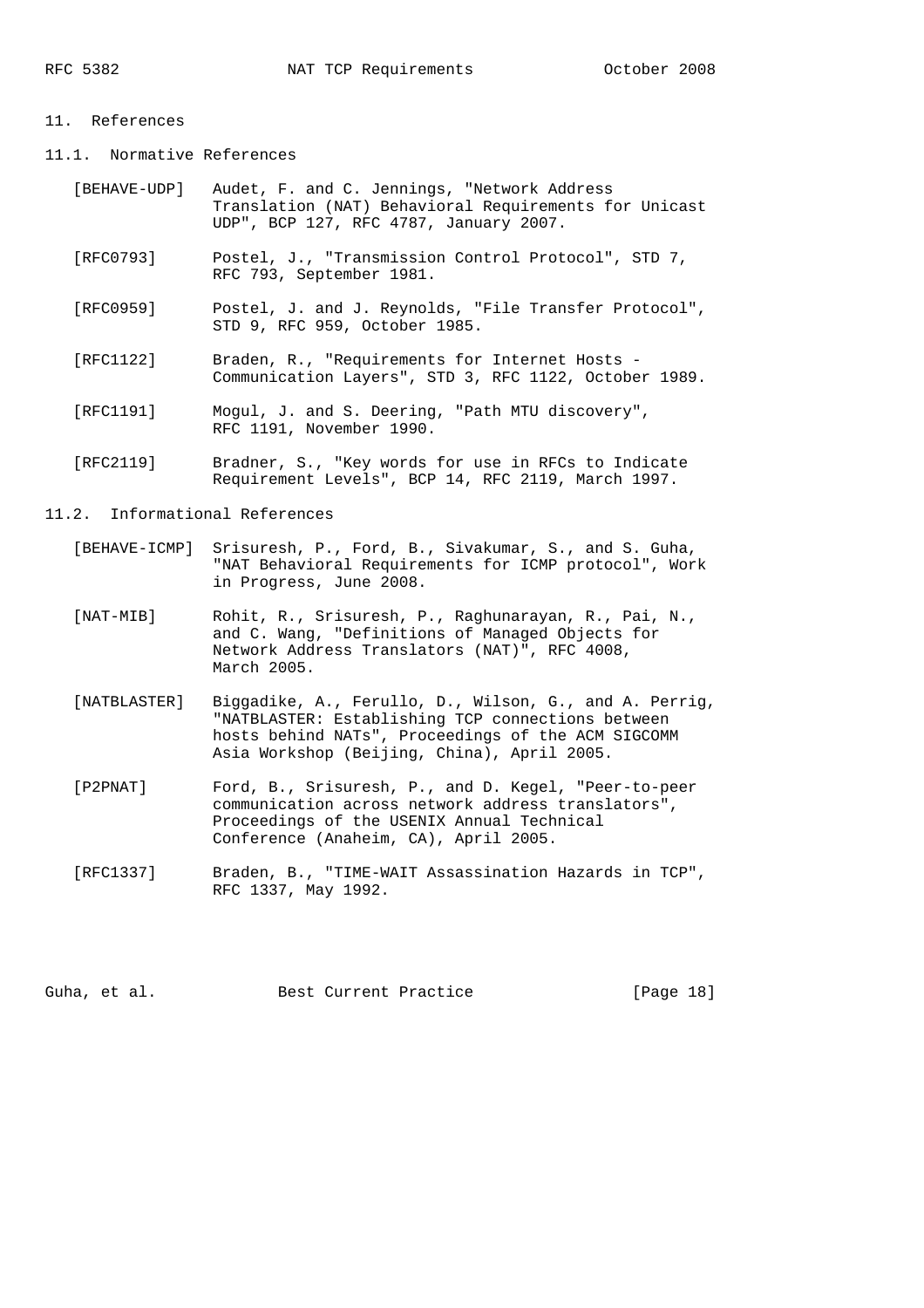# 11. References

## 11.1. Normative References

[BEHAVE-UDP] Audet, F. and C. Jennings, "Network Address Translation (NAT) Behavioral Requirements for Unicast UDP", BCP 127, RFC 4787, January 2007.

[RFC0793] Postel, J., "Transmission Control Protocol", STD 7, RFC 793, September 1981.

[RFC0959] Postel, J. and J. Reynolds, "File Transfer Protocol", STD 9, RFC 959, October 1985.

[RFC1122] Braden, R., "Requirements for Internet Hosts - Communication Layers", STD 3, RFC 1122, October 1989.

[RFC1191] Mogul, J. and S. Deering, "Path MTU discovery", RFC 1191, November 1990.

[RFC2119] Bradner, S., "Key words for use in RFCs to Indicate Requirement Levels", BCP 14, RFC 2119, March 1997.

## 11.2. Informational References

[BEHAVE-ICMP] Srisuresh, P., Ford, B., Sivakumar, S., and S. Guha, "NAT Behavioral Requirements for ICMP protocol", Work in Progress, June 2008.

[NAT-MIB] Rohit, R., Srisuresh, P., Raghunarayan, R., Pai, N., and C. Wang, "Definitions of Managed Objects for Network Address Translators (NAT)", RFC 4008, March 2005.

[NATBLASTER] Biggadike, A., Ferullo, D., Wilson, G., and A. Perrig, "NATBLASTER: Establishing TCP connections between hosts behind NATs", Proceedings of the ACM SIGCOMM Asia Workshop (Beijing, China), April 2005.

[P2PNAT] Ford, B., Srisuresh, P., and D. Kegel, "Peer-to-peer communication across network address translators", Proceedings of the USENIX Annual Technical Conference (Anaheim, CA), April 2005.

[RFC1337] Braden, B., "TIME-WAIT Assassination Hazards in TCP", RFC 1337, May 1992.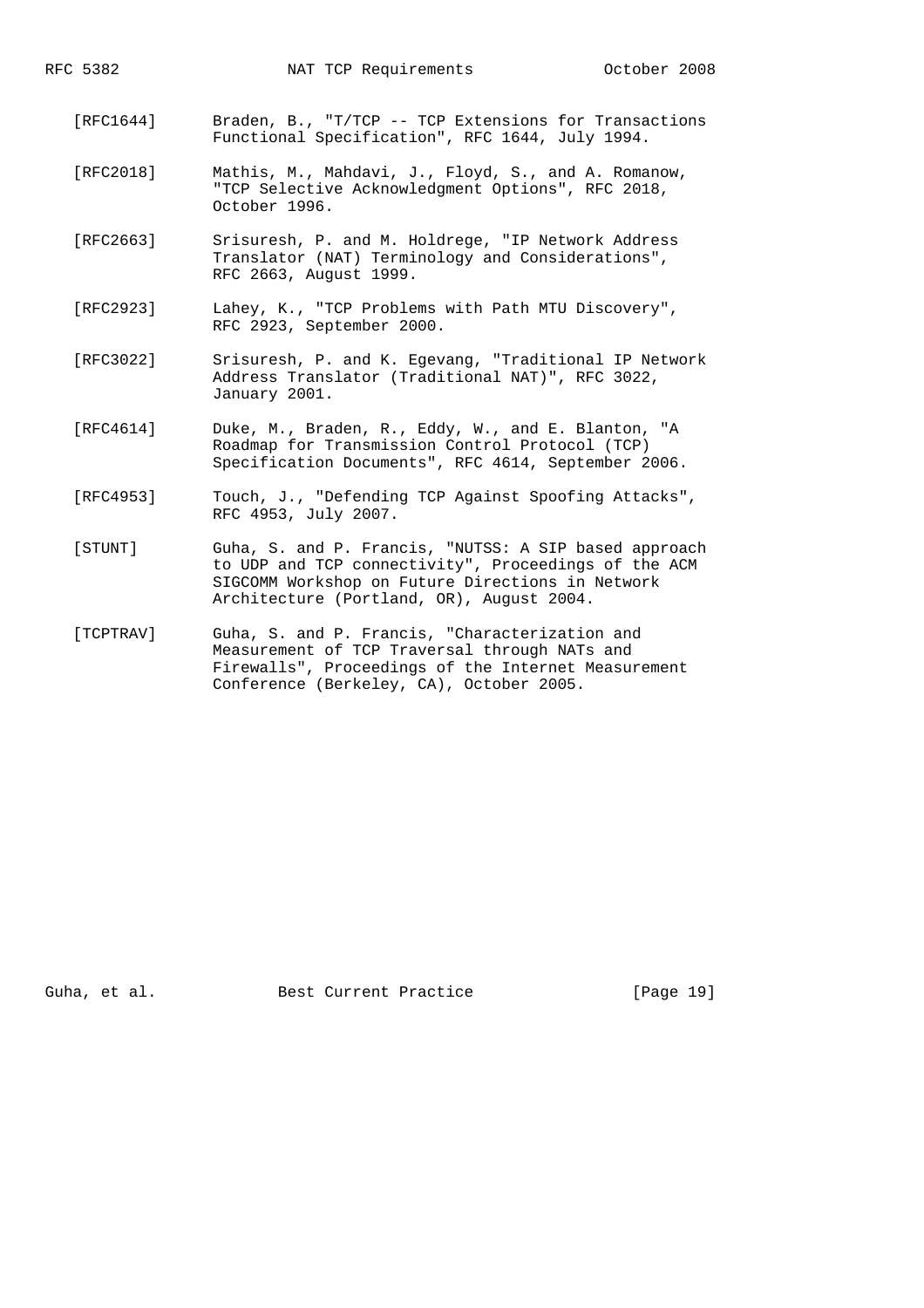[RFC1644] Braden, B., "T/TCP -- TCP Extensions for Transactions Functional Specification", RFC 1644, July 1994.

[RFC2018] Mathis, M., Mahdavi, J., Floyd, S., and A. Romanow, "TCP Selective Acknowledgment Options", RFC 2018, October 1996.

[RFC2663] Srisuresh, P. and M. Holdrege, "IP Network Address Translator (NAT) Terminology and Considerations", RFC 2663, August 1999.

[RFC2923] Lahey, K., "TCP Problems with Path MTU Discovery", RFC 2923, September 2000.

[RFC3022] Srisuresh, P. and K. Egevang, "Traditional IP Network Address Translator (Traditional NAT)", RFC 3022, January 2001.

[RFC4614] Duke, M., Braden, R., Eddy, W., and E. Blanton, "A Roadmap for Transmission Control Protocol (TCP) Specification Documents", RFC 4614, September 2006.

[RFC4953] Touch, J., "Defending TCP Against Spoofing Attacks", RFC 4953, July 2007.

[STUNT] Guha, S. and P. Francis, "NUTSS: A SIP based approach to UDP and TCP connectivity", Proceedings of the ACM SIGCOMM Workshop on Future Directions in Network Architecture (Portland, OR), August 2004.

[TCPTRAV] Guha, S. and P. Francis, "Characterization and Measurement of TCP Traversal through NATs and Firewalls", Proceedings of the Internet Measurement Conference (Berkeley, CA), October 2005.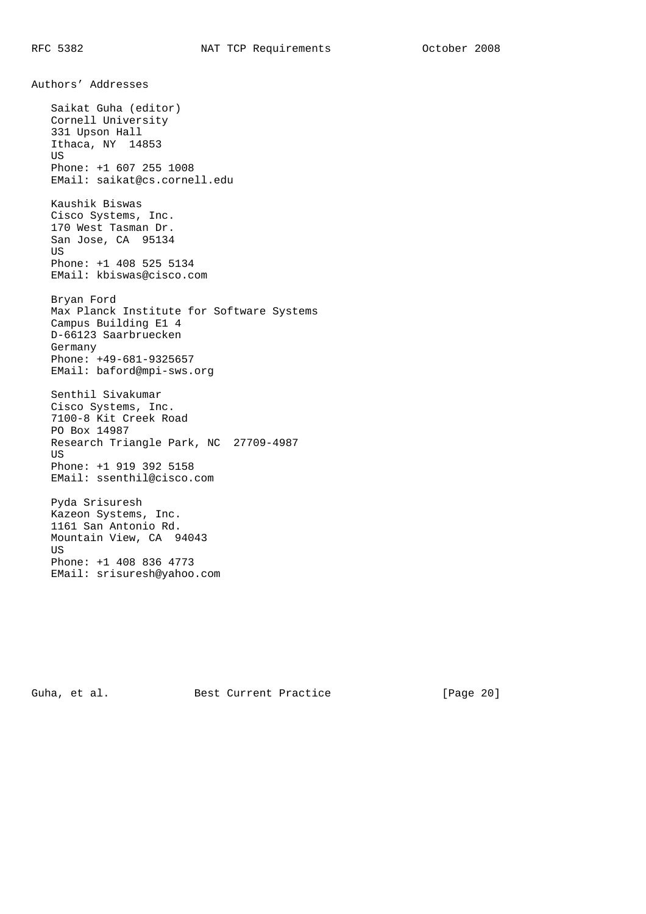## Authors' Addresses

Saikat Guha (editor)
Cornell University
331 Upson Hall
Ithaca, NY 14853
US
Phone: +1 607 255 1008
EMail: saikat@cs.cornell.edu

Kaushik Biswas
Cisco Systems, Inc.
170 West Tasman Dr.
San Jose, CA 95134
US
Phone: +1 408 525 5134
EMail: kbiswas@cisco.com

Bryan Ford
Max Planck Institute for Software Systems
Campus Building E1 4
D-66123 Saarbruecken
Germany
Phone: +49-681-9325657
EMail: baford@mpi-sws.org

Senthil Sivakumar
Cisco Systems, Inc.
7100-8 Kit Creek Road
PO Box 14987
Research Triangle Park, NC 27709-4987
US
Phone: +1 919 392 5158
EMail: ssenthil@cisco.com

Pyda Srisuresh
Kazeon Systems, Inc.
1161 San Antonio Rd.
Mountain View, CA 94043
US
Phone: +1 408 836 4773
EMail: srisuresh@yahoo.com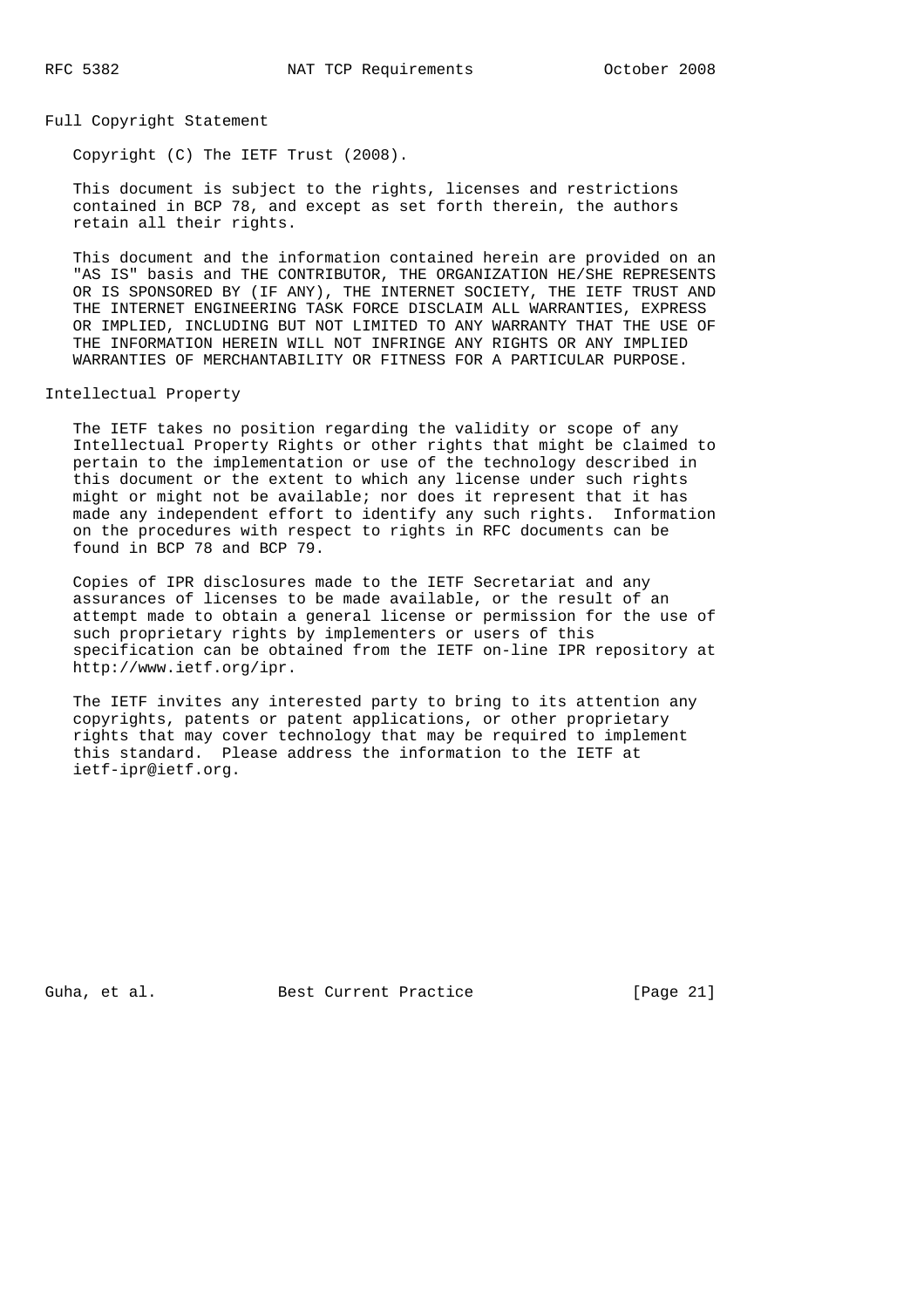## Full Copyright Statement

Copyright (C) The IETF Trust (2008).

This document is subject to the rights, licenses and restrictions contained in BCP 78, and except as set forth therein, the authors retain all their rights.

This document and the information contained herein are provided on an "AS IS" basis and THE CONTRIBUTOR, THE ORGANIZATION HE/SHE REPRESENTS OR IS SPONSORED BY (IF ANY), THE INTERNET SOCIETY, THE IETF TRUST AND THE INTERNET ENGINEERING TASK FORCE DISCLAIM ALL WARRANTIES, EXPRESS OR IMPLIED, INCLUDING BUT NOT LIMITED TO ANY WARRANTY THAT THE USE OF THE INFORMATION HEREIN WILL NOT INFRINGE ANY RIGHTS OR ANY IMPLIED WARRANTIES OF MERCHANTABILITY OR FITNESS FOR A PARTICULAR PURPOSE.

## Intellectual Property

The IETF takes no position regarding the validity or scope of any Intellectual Property Rights or other rights that might be claimed to pertain to the implementation or use of the technology described in this document or the extent to which any license under such rights might or might not be available; nor does it represent that it has made any independent effort to identify any such rights. Information on the procedures with respect to rights in RFC documents can be found in BCP 78 and BCP 79.

Copies of IPR disclosures made to the IETF Secretariat and any assurances of licenses to be made available, or the result of an attempt made to obtain a general license or permission for the use of such proprietary rights by implementers or users of this specification can be obtained from the IETF on-line IPR repository at http://www.ietf.org/ipr.

The IETF invites any interested party to bring to its attention any copyrights, patents or patent applications, or other proprietary rights that may cover technology that may be required to implement this standard. Please address the information to the IETF at ietf-ipr@ietf.org.